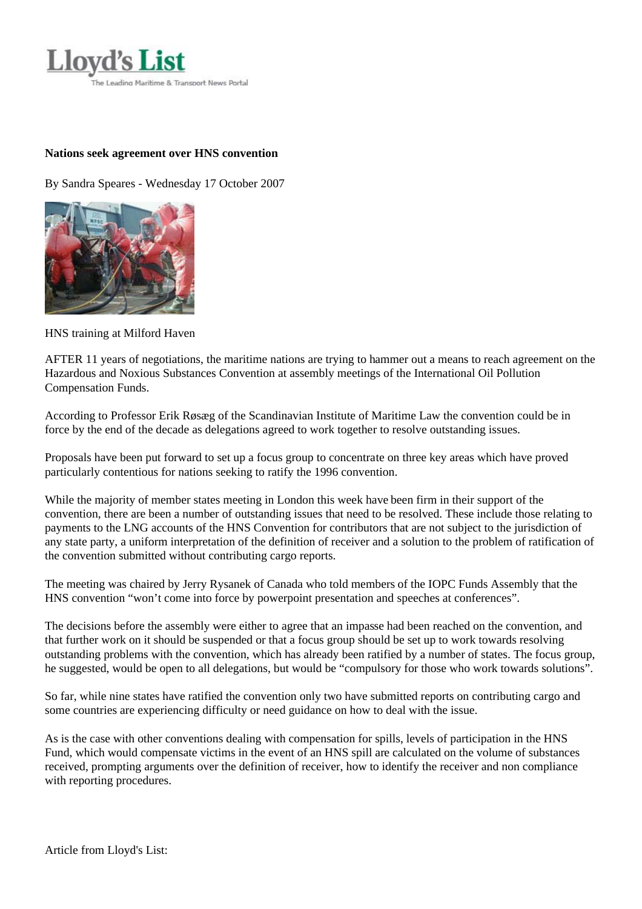**Nations seek agreement over HNS convention**

By Sandra Speares - Wednesday 17 October 2007

HNS training at Milford Haven

AFTER 11 years of negotiations, the maritime nations are trying to hammer out a means to reach agreement on the Hazardous and Noxious Substances Convention at assembly meetings of the International Oil Pollution Compensation Funds.

According to Professor Erik Røsæg of the Scandinavian Institute of Maritime Law the convention could be in force by the end of the decade as delegations agreed to work together to resolve outstanding issues.

Proposals have been put forward to set up a focus group to concentrate on three key areas which have proved particularly contentious for nations seeking to ratify the 1996 convention.

While the majority of member states meeting in London this week have been firm in their support of the convention, there are been a number of outstanding issues that need to be resolved. These include those relating to payments to the LNG accounts of the HNS Convention for contributors that are not subject to the jurisdiction of any state party, a uniform interpretation of the definition of receiver and a solution to the problem of ratification of the convention submitted without contributing cargo reports.

The meeting was chaired by Jerry Rysanek of Canada who told members of the IOPC Funds Assembly that the HNS convention "won't come into force by powerpoint presentation and speeches at conferences".

The decisions before the assembly were either to agree that an impasse had been reached on the convention, and that further work on it should be suspended or that a focus group should be set up to work towards resolving outstanding problems with the convention, which has already been ratified by a number of states. The focus group, he suggested, would be open to all delegations, but would be "compulsory for those who work towards solutions".

So far, while nine states have ratified the convention only two have submitted reports on contributing cargo and some countries are experiencing difficulty or need guidance on how to deal with the issue.

As is the case with other conventions dealing with compensation for spills, levels of participation in the HNS Fund, which would compensate victims in the event of an HNS spill are calculated on the volume of substances received, prompting arguments over the definition of receiver, how to identify the receiver and non compliance with reporting procedures.

Article from Lloyd's List: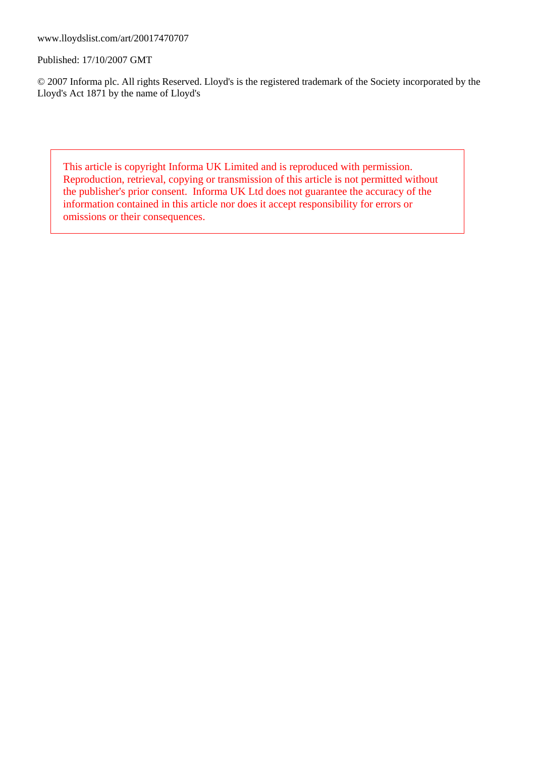www.lloydslist.com/art/20017470707

Published: 17/10/2007 GMT

© 2007 Informa plc. All rights Reserved. Lloyd's is the registered trademark of the Society incorporated by the Lloyd's Act 1871 by the name of Lloyd's

This article is copyright Informa UK Limited and is reproduced with permission. Reproduction, retrieval, copying or transmission of this article is not permitted without the publisher's prior consent. Informa UK Ltd does not guarantee the accuracy of the information contained in this article nor does it accept responsibility for errors or omissions or their consequences.